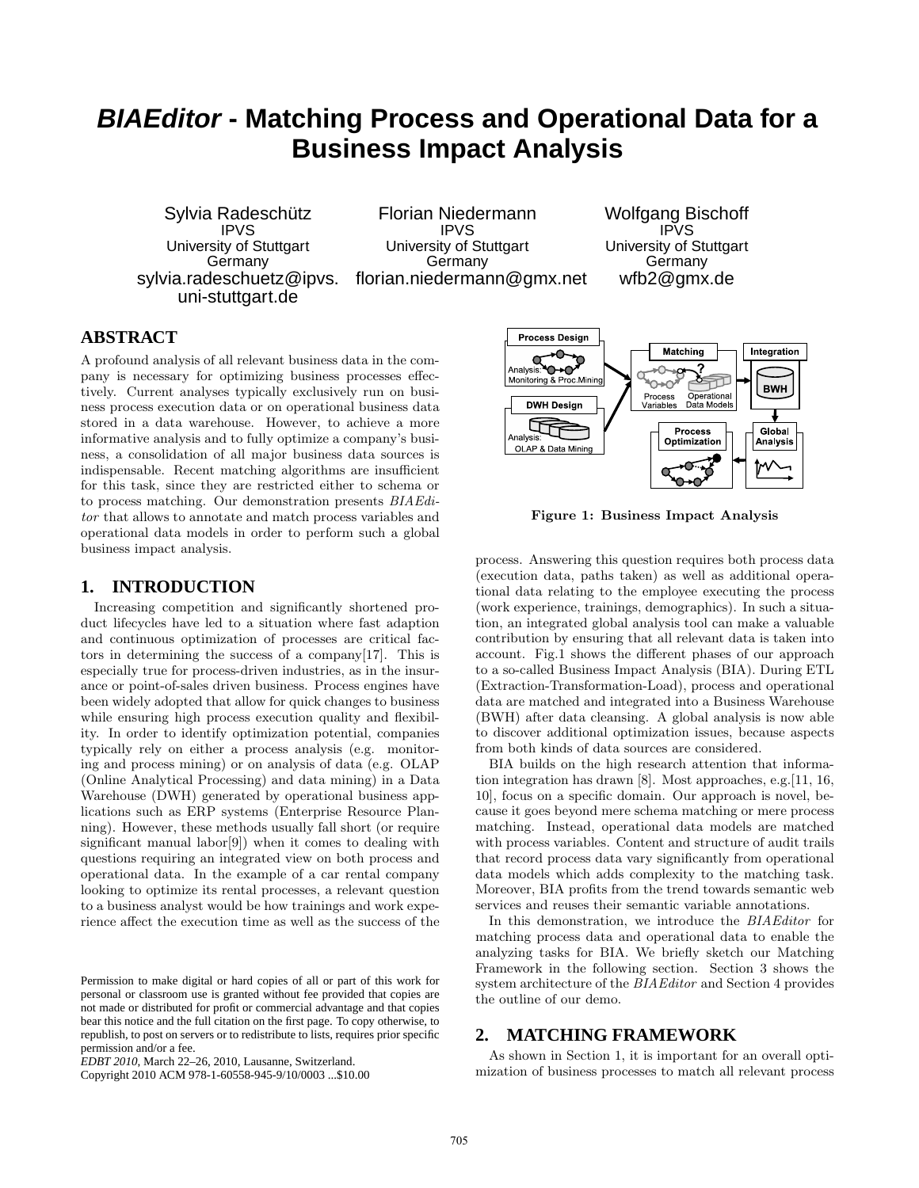# *BIAEditor* - Matching Process and Operational Data for a Business Impact Analysis

Sylvia Radeschütz
IPVS
University of Stuttgart
Germany
sylvia.radeschuetz@ipvs.uni-stuttgart.de

Florian Niedermann
IPVS
University of Stuttgart
Germany
florian.niedermann@gmx.net

Wolfgang Bischoff
IPVS
University of Stuttgart
Germany
wfb2@gmx.de

## ABSTRACT

A profound analysis of all relevant business data in the company is necessary for optimizing business processes effectively. Current analyses typically exclusively run on business process execution data or on operational business data stored in a data warehouse. However, to achieve a more informative analysis and to fully optimize a company's business, a consolidation of all major business data sources is indispensable. Recent matching algorithms are insufficient for this task, since they are restricted either to schema or to process matching. Our demonstration presents *BIAEditor* that allows to annotate and match process variables and operational data models in order to perform such a global business impact analysis.

## 1. INTRODUCTION

Increasing competition and significantly shortened product lifecycles have led to a situation where fast adaption and continuous optimization of processes are critical factors in determining the success of a company[17]. This is especially true for process-driven industries, as in the insurance or point-of-sales driven business. Process engines have been widely adopted that allow for quick changes to business while ensuring high process execution quality and flexibility. In order to identify optimization potential, companies typically rely on either a process analysis (e.g. monitoring and process mining) or on analysis of data (e.g. OLAP (Online Analytical Processing) and data mining) in a Data Warehouse (DWH) generated by operational business applications such as ERP systems (Enterprise Resource Planning). However, these methods usually fall short (or require significant manual labor[9]) when it comes to dealing with questions requiring an integrated view on both process and operational data. In the example of a car rental company looking to optimize its rental processes, a relevant question to a business analyst would be how trainings and work experience affect the execution time as well as the success of the process. Answering this question requires both process data (execution data, paths taken) as well as additional operational data relating to the employee executing the process (work experience, trainings, demographics). In such a situation, an integrated global analysis tool can make a valuable contribution by ensuring that all relevant data is taken into account. Fig.1 shows the different phases of our approach to a so-called Business Impact Analysis (BIA). During ETL (Extraction-Transformation-Load), process and operational data are matched and integrated into a Business Warehouse (BWH) after data cleansing. A global analysis is now able to discover additional optimization issues, because aspects from both kinds of data sources are considered.

**Figure 1: Business Impact Analysis**

BIA builds on the high research attention that information integration has drawn [8]. Most approaches, e.g.[11, 16, 10], focus on a specific domain. Our approach is novel, because it goes beyond mere schema matching or mere process matching. Instead, operational data models are matched with process variables. Content and structure of audit trails that record process data vary significantly from operational data models which adds complexity to the matching task. Moreover, BIA profits from the trend towards semantic web services and reuses their semantic variable annotations.

In this demonstration, we introduce the *BIAEditor* for matching process data and operational data to enable the analyzing tasks for BIA. We briefly sketch our Matching Framework in the following section. Section 3 shows the system architecture of the *BIAEditor* and Section 4 provides the outline of our demo.

## 2. MATCHING FRAMEWORK

As shown in Section 1, it is important for an overall optimization of business processes to match all relevant process

Permission to make digital or hard copies of all or part of this work for personal or classroom use is granted without fee provided that copies are not made or distributed for profit or commercial advantage and that copies bear this notice and the full citation on the first page. To copy otherwise, to republish, to post on servers or to redistribute to lists, requires prior specific permission and/or a fee.
*EDBT 2010*, March 22–26, 2010, Lausanne, Switzerland.
Copyright 2010 ACM 978-1-60558-945-9/10/0003 ...$10.00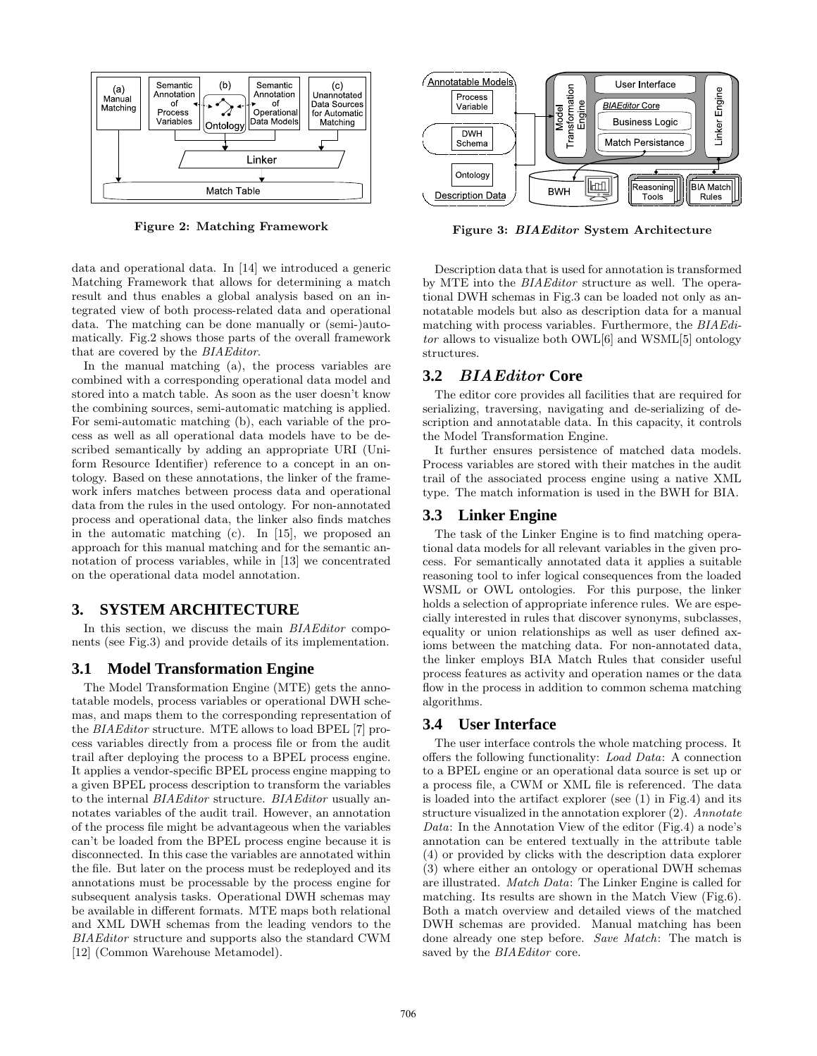Figure 2: Matching Framework

Figure 3: *BIAEditor* System Architecture

data and operational data. In [14] we introduced a generic Matching Framework that allows for determining a match result and thus enables a global analysis based on an integrated view of both process-related data and operational data. The matching can be done manually or (semi-)automatically. Fig.2 shows those parts of the overall framework that are covered by the *BIAEditor*.

In the manual matching (a), the process variables are combined with a corresponding operational data model and stored into a match table. As soon as the user doesn't know the combining sources, semi-automatic matching is applied. For semi-automatic matching (b), each variable of the process as well as all operational data models have to be described semantically by adding an appropriate URI (Uniform Resource Identifier) reference to a concept in an ontology. Based on these annotations, the linker of the framework infers matches between process data and operational data from the rules in the used ontology. For non-annotated process and operational data, the linker also finds matches in the automatic matching (c). In [15], we proposed an approach for this manual matching and for the semantic annotation of process variables, while in [13] we concentrated on the operational data model annotation.

## 3. SYSTEM ARCHITECTURE

In this section, we discuss the main *BIAEditor* components (see Fig.3) and provide details of its implementation.

### 3.1 Model Transformation Engine

The Model Transformation Engine (MTE) gets the annotatable models, process variables or operational DWH schemas, and maps them to the corresponding representation of the *BIAEditor* structure. MTE allows to load BPEL [7] process variables directly from a process file or from the audit trail after deploying the process to a BPEL process engine. It applies a vendor-specific BPEL process engine mapping to a given BPEL process description to transform the variables to the internal *BIAEditor* structure. *BIAEditor* usually annotates variables of the audit trail. However, an annotation of the process file might be advantageous when the variables can't be loaded from the BPEL process engine because it is disconnected. In this case the variables are annotated within the file. But later on the process must be redeployed and its annotations must be processable by the process engine for subsequent analysis tasks. Operational DWH schemas may be available in different formats. MTE maps both relational and XML DWH schemas from the leading vendors to the *BIAEditor* structure and supports also the standard CWM [12] (Common Warehouse Metamodel).

Description data that is used for annotation is transformed by MTE into the *BIAEditor* structure as well. The operational DWH schemas in Fig.3 can be loaded not only as annotatable models but also as description data for a manual matching with process variables. Furthermore, the *BIAEditor* allows to visualize both OWL[6] and WSML[5] ontology structures.

### 3.2 *BIAEditor* Core

The editor core provides all facilities that are required for serializing, traversing, navigating and de-serializing of description and annotatable data. In this capacity, it controls the Model Transformation Engine.

It further ensures persistence of matched data models. Process variables are stored with their matches in the audit trail of the associated process engine using a native XML type. The match information is used in the BWH for BIA.

### 3.3 Linker Engine

The task of the Linker Engine is to find matching operational data models for all relevant variables in the given process. For semantically annotated data it applies a suitable reasoning tool to infer logical consequences from the loaded WSML or OWL ontologies. For this purpose, the linker holds a selection of appropriate inference rules. We are especially interested in rules that discover synonyms, subclasses, equality or union relationships as well as user defined axioms between the matching data. For non-annotated data, the linker employs BIA Match Rules that consider useful process features as activity and operation names or the data flow in the process in addition to common schema matching algorithms.

### 3.4 User Interface

The user interface controls the whole matching process. It offers the following functionality: *Load Data*: A connection to a BPEL engine or an operational data source is set up or a process file, a CWM or XML file is referenced. The data is loaded into the artifact explorer (see (1) in Fig.4) and its structure visualized in the annotation explorer (2). *Annotate Data*: In the Annotation View of the editor (Fig.4) a node's annotation can be entered textually in the attribute table (4) or provided by clicks with the description data explorer (3) where either an ontology or operational DWH schemas are illustrated. *Match Data*: The Linker Engine is called for matching. Its results are shown in the Match View (Fig.6). Both a match overview and detailed views of the matched DWH schemas are provided. Manual matching has been done already one step before. *Save Match*: The match is saved by the *BIAEditor* core.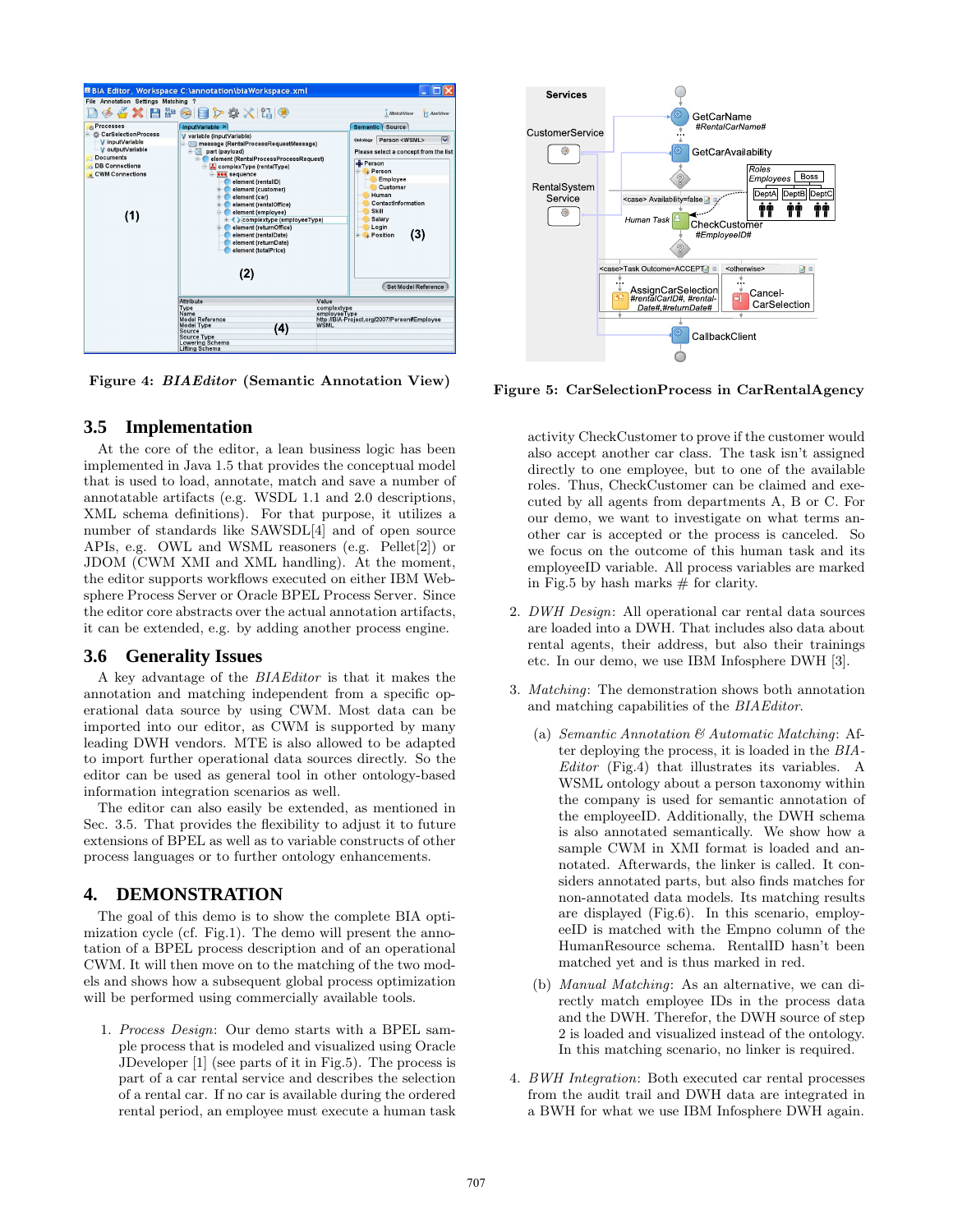Figure 4: *BIAEditor* (Semantic Annotation View)

Figure 5: CarSelectionProcess in CarRentalAgency

### 3.5 Implementation

At the core of the editor, a lean business logic has been implemented in Java 1.5 that provides the conceptual model that is used to load, annotate, match and save a number of annotatable artifacts (e.g. WSDL 1.1 and 2.0 descriptions, XML schema definitions). For that purpose, it utilizes a number of standards like SAWSDL[4] and of open source APIs, e.g. OWL and WSML reasoners (e.g. Pellet[2]) or JDOM (CWM XMI and XML handling). At the moment, the editor supports workflows executed on either IBM Websphere Process Server or Oracle BPEL Process Server. Since the editor core abstracts over the actual annotation artifacts, it can be extended, e.g. by adding another process engine.

### 3.6 Generality Issues

A key advantage of the *BIAEditor* is that it makes the annotation and matching independent from a specific operational data source by using CWM. Most data can be imported into our editor, as CWM is supported by many leading DWH vendors. MTE is also allowed to be adapted to import further operational data sources directly. So the editor can be used as general tool in other ontology-based information integration scenarios as well.

The editor can also easily be extended, as mentioned in Sec. 3.5. That provides the flexibility to adjust it to future extensions of BPEL as well as to variable constructs of other process languages or to further ontology enhancements.

## 4. DEMONSTRATION

The goal of this demo is to show the complete BIA optimization cycle (cf. Fig.1). The demo will present the annotation of a BPEL process description and of an operational CWM. It will then move on to the matching of the two models and shows how a subsequent global process optimization will be performed using commercially available tools.

1. *Process Design*: Our demo starts with a BPEL sample process that is modeled and visualized using Oracle JDeveloper [1] (see parts of it in Fig.5). The process is part of a car rental service and describes the selection of a rental car. If no car is available during the ordered rental period, an employee must execute a human task activity CheckCustomer to prove if the customer would also accept another car class. The task isn't assigned directly to one employee, but to one of the available roles. Thus, CheckCustomer can be claimed and executed by all agents from departments A, B or C. For our demo, we want to investigate on what terms another car is accepted or the process is canceled. So we focus on the outcome of this human task and its employeeID variable. All process variables are marked in Fig.5 by hash marks # for clarity.

2. *DWH Design*: All operational car rental data sources are loaded into a DWH. That includes also data about rental agents, their address, but also their trainings etc. In our demo, we use IBM Infosphere DWH [3].

3. *Matching*: The demonstration shows both annotation and matching capabilities of the *BIAEditor*.

   (a) *Semantic Annotation & Automatic Matching*: After deploying the process, it is loaded in the *BIAEditor* (Fig.4) that illustrates its variables. A WSML ontology about a person taxonomy within the company is used for semantic annotation of the employeeID. Additionally, the DWH schema is also annotated semantically. We show how a sample CWM in XMI format is loaded and annotated. Afterwards, the linker is called. It considers annotated parts, but also finds matches for non-annotated data models. Its matching results are displayed (Fig.6). In this scenario, employeeID is matched with the Empno column of the HumanResource schema. RentalID hasn't been matched yet and is thus marked in red.

   (b) *Manual Matching*: As an alternative, we can directly match employee IDs in the process data and the DWH. Therefor, the DWH source of step 2 is loaded and visualized instead of the ontology. In this matching scenario, no linker is required.

4. *BWH Integration*: Both executed car rental processes from the audit trail and DWH data are integrated in a BWH for what we use IBM Infosphere DWH again.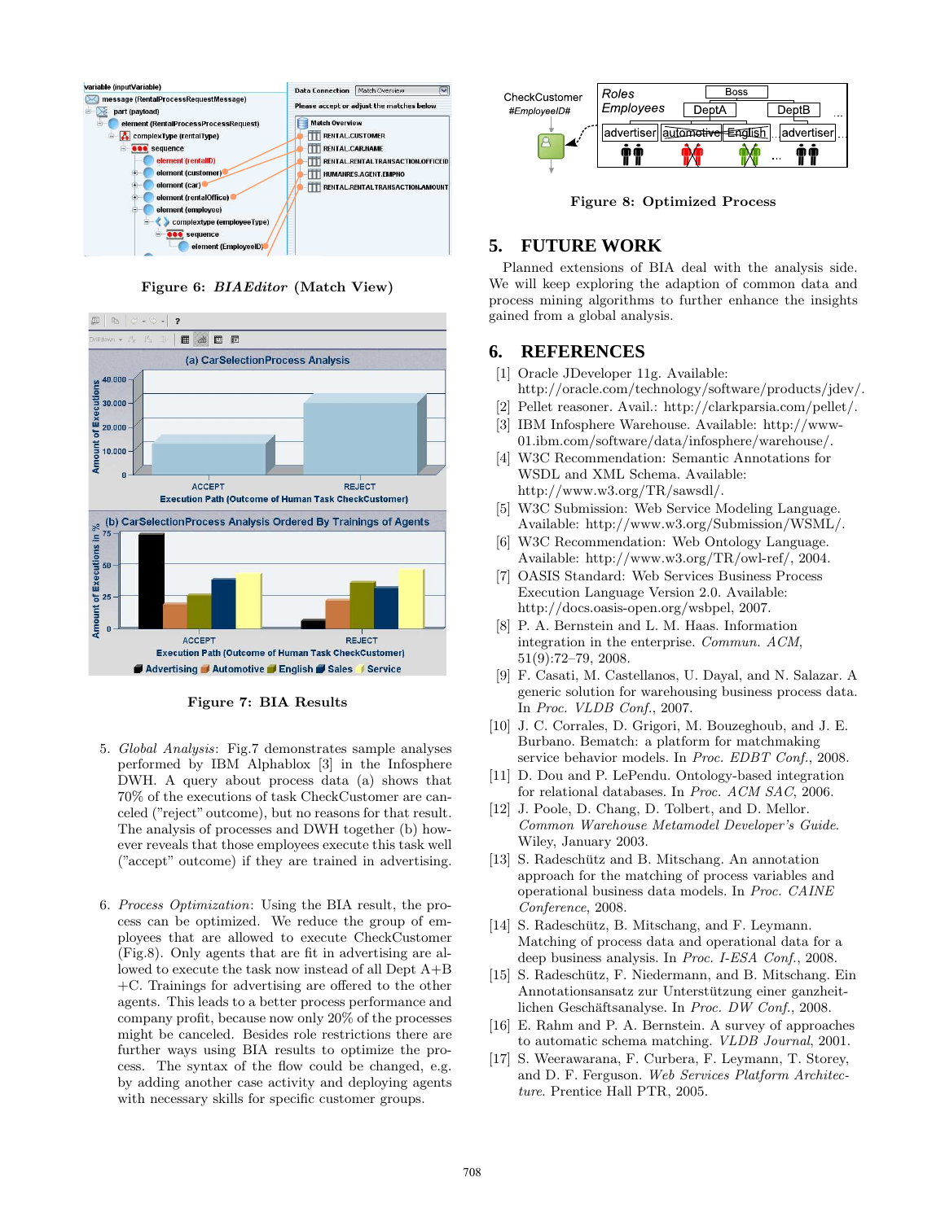Figure 6: *BIAEditor* (Match View)

Figure 7: BIA Results

5. *Global Analysis*: Fig.7 demonstrates sample analyses performed by IBM Alphablox [3] in the Infosphere DWH. A query about process data (a) shows that 70% of the executions of task CheckCustomer are canceled ("reject" outcome), but no reasons for that result. The analysis of processes and DWH together (b) however reveals that those employees execute this task well ("accept" outcome) if they are trained in advertising.

6. *Process Optimization*: Using the BIA result, the process can be optimized. We reduce the group of employees that are allowed to execute CheckCustomer (Fig.8). Only agents that are fit in advertising are allowed to execute the task now instead of all Dept A+B +C. Trainings for advertising are offered to the other agents. This leads to a better process performance and company profit, because now only 20% of the processes might be canceled. Besides role restrictions there are further ways using BIA results to optimize the process. The syntax of the flow could be changed, e.g. by adding another case activity and deploying agents with necessary skills for specific customer groups.

Figure 8: Optimized Process

## 5. FUTURE WORK

Planned extensions of BIA deal with the analysis side. We will keep exploring the adaption of common data and process mining algorithms to further enhance the insights gained from a global analysis.

## 6. REFERENCES

[1] Oracle JDeveloper 11g. Available: http://oracle.com/technology/software/products/jdev/.

[2] Pellet reasoner. Avail.: http://clarkparsia.com/pellet/.

[3] IBM Infosphere Warehouse. Available: http://www-01.ibm.com/software/data/infosphere/warehouse/.

[4] W3C Recommendation: Semantic Annotations for WSDL and XML Schema. Available: http://www.w3.org/TR/sawsdl/.

[5] W3C Submission: Web Service Modeling Language. Available: http://www.w3.org/Submission/WSML/.

[6] W3C Recommendation: Web Ontology Language. Available: http://www.w3.org/TR/owl-ref/, 2004.

[7] OASIS Standard: Web Services Business Process Execution Language Version 2.0. Available: http://docs.oasis-open.org/wsbpel, 2007.

[8] P. A. Bernstein and L. M. Haas. Information integration in the enterprise. *Commun. ACM*, 51(9):72–79, 2008.

[9] F. Casati, M. Castellanos, U. Dayal, and N. Salazar. A generic solution for warehousing business process data. In *Proc. VLDB Conf.*, 2007.

[10] J. C. Corrales, D. Grigori, M. Bouzeghoub, and J. E. Burbano. Bematch: a platform for matchmaking service behavior models. In *Proc. EDBT Conf.*, 2008.

[11] D. Dou and P. LePendu. Ontology-based integration for relational databases. In *Proc. ACM SAC*, 2006.

[12] J. Poole, D. Chang, D. Tolbert, and D. Mellor. *Common Warehouse Metamodel Developer's Guide*. Wiley, January 2003.

[13] S. Radeschütz and B. Mitschang. An annotation approach for the matching of process variables and operational business data models. In *Proc. CAINE Conference*, 2008.

[14] S. Radeschütz, B. Mitschang, and F. Leymann. Matching of process data and operational data for a deep business analysis. In *Proc. I-ESA Conf.*, 2008.

[15] S. Radeschütz, F. Niedermann, and B. Mitschang. Ein Annotationsansatz zur Unterstützung einer ganzheitlichen Geschäftsanalyse. In *Proc. DW Conf.*, 2008.

[16] E. Rahm and P. A. Bernstein. A survey of approaches to automatic schema matching. *VLDB Journal*, 2001.

[17] S. Weerawarana, F. Curbera, F. Leymann, T. Storey, and D. F. Ferguson. *Web Services Platform Architecture*. Prentice Hall PTR, 2005.